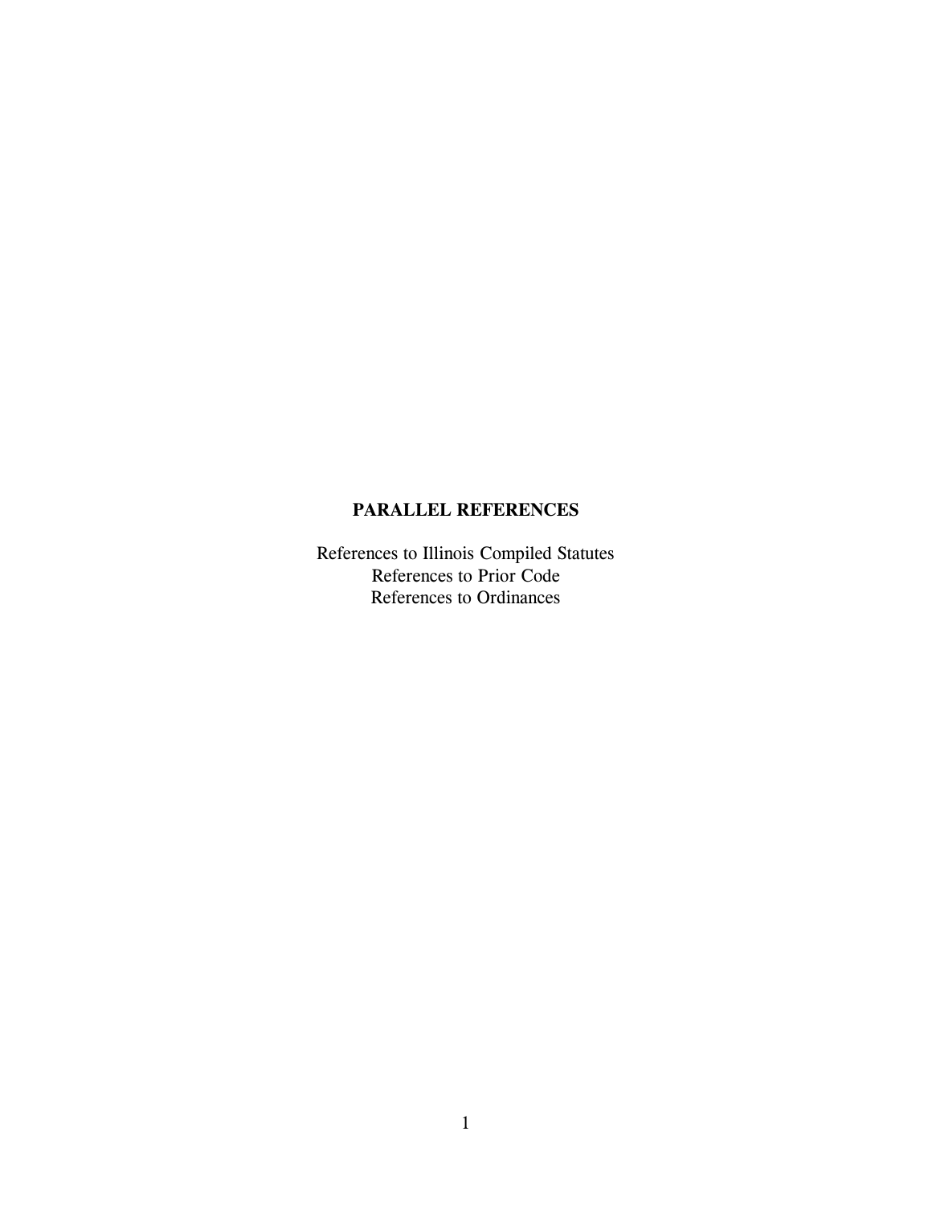# PARALLEL REFERENCES

References to Illinois Compiled Statutes
References to Prior Code
References to Ordinances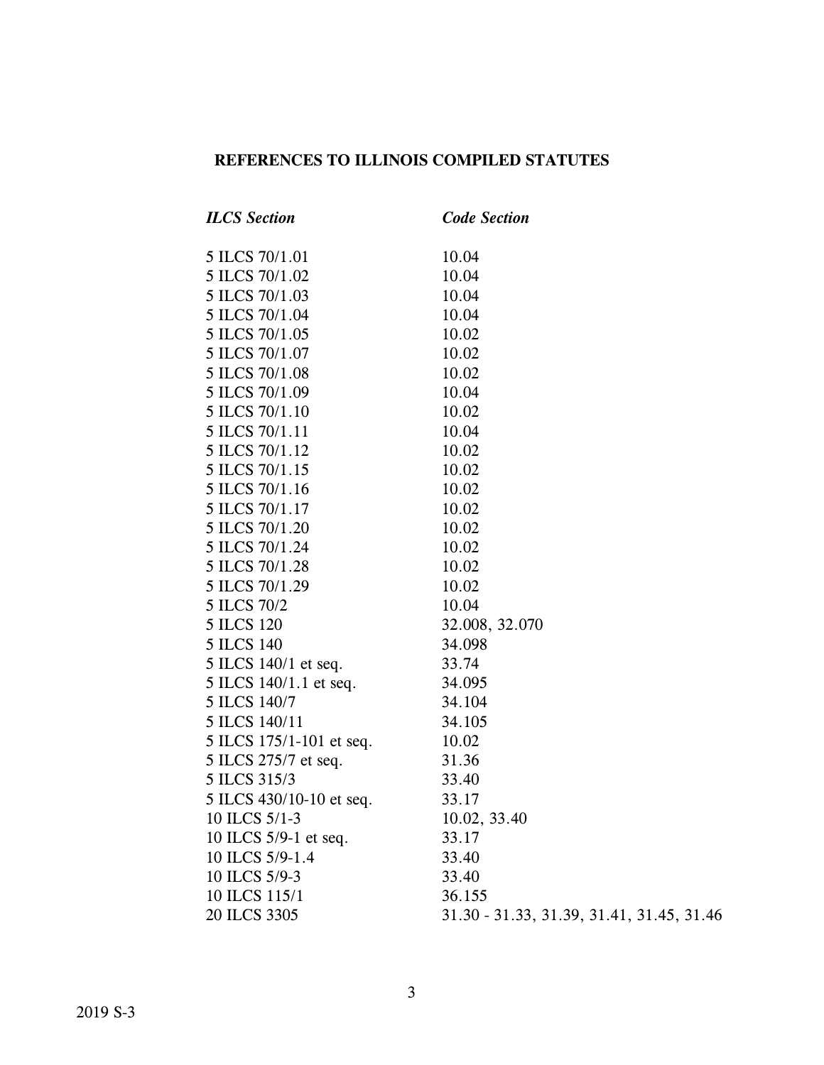# REFERENCES TO ILLINOIS COMPILED STATUTES

| *ILCS Section* | *Code Section* |
|---|---|
| 5 ILCS 70/1.01 | 10.04 |
| 5 ILCS 70/1.02 | 10.04 |
| 5 ILCS 70/1.03 | 10.04 |
| 5 ILCS 70/1.04 | 10.04 |
| 5 ILCS 70/1.05 | 10.02 |
| 5 ILCS 70/1.07 | 10.02 |
| 5 ILCS 70/1.08 | 10.02 |
| 5 ILCS 70/1.09 | 10.04 |
| 5 ILCS 70/1.10 | 10.02 |
| 5 ILCS 70/1.11 | 10.04 |
| 5 ILCS 70/1.12 | 10.02 |
| 5 ILCS 70/1.15 | 10.02 |
| 5 ILCS 70/1.16 | 10.02 |
| 5 ILCS 70/1.17 | 10.02 |
| 5 ILCS 70/1.20 | 10.02 |
| 5 ILCS 70/1.24 | 10.02 |
| 5 ILCS 70/1.28 | 10.02 |
| 5 ILCS 70/1.29 | 10.02 |
| 5 ILCS 70/2 | 10.04 |
| 5 ILCS 120 | 32.008, 32.070 |
| 5 ILCS 140 | 34.098 |
| 5 ILCS 140/1 et seq. | 33.74 |
| 5 ILCS 140/1.1 et seq. | 34.095 |
| 5 ILCS 140/7 | 34.104 |
| 5 ILCS 140/11 | 34.105 |
| 5 ILCS 175/1-101 et seq. | 10.02 |
| 5 ILCS 275/7 et seq. | 31.36 |
| 5 ILCS 315/3 | 33.40 |
| 5 ILCS 430/10-10 et seq. | 33.17 |
| 10 ILCS 5/1-3 | 10.02, 33.40 |
| 10 ILCS 5/9-1 et seq. | 33.17 |
| 10 ILCS 5/9-1.4 | 33.40 |
| 10 ILCS 5/9-3 | 33.40 |
| 10 ILCS 115/1 | 36.155 |
| 20 ILCS 3305 | 31.30 - 31.33, 31.39, 31.41, 31.45, 31.46 |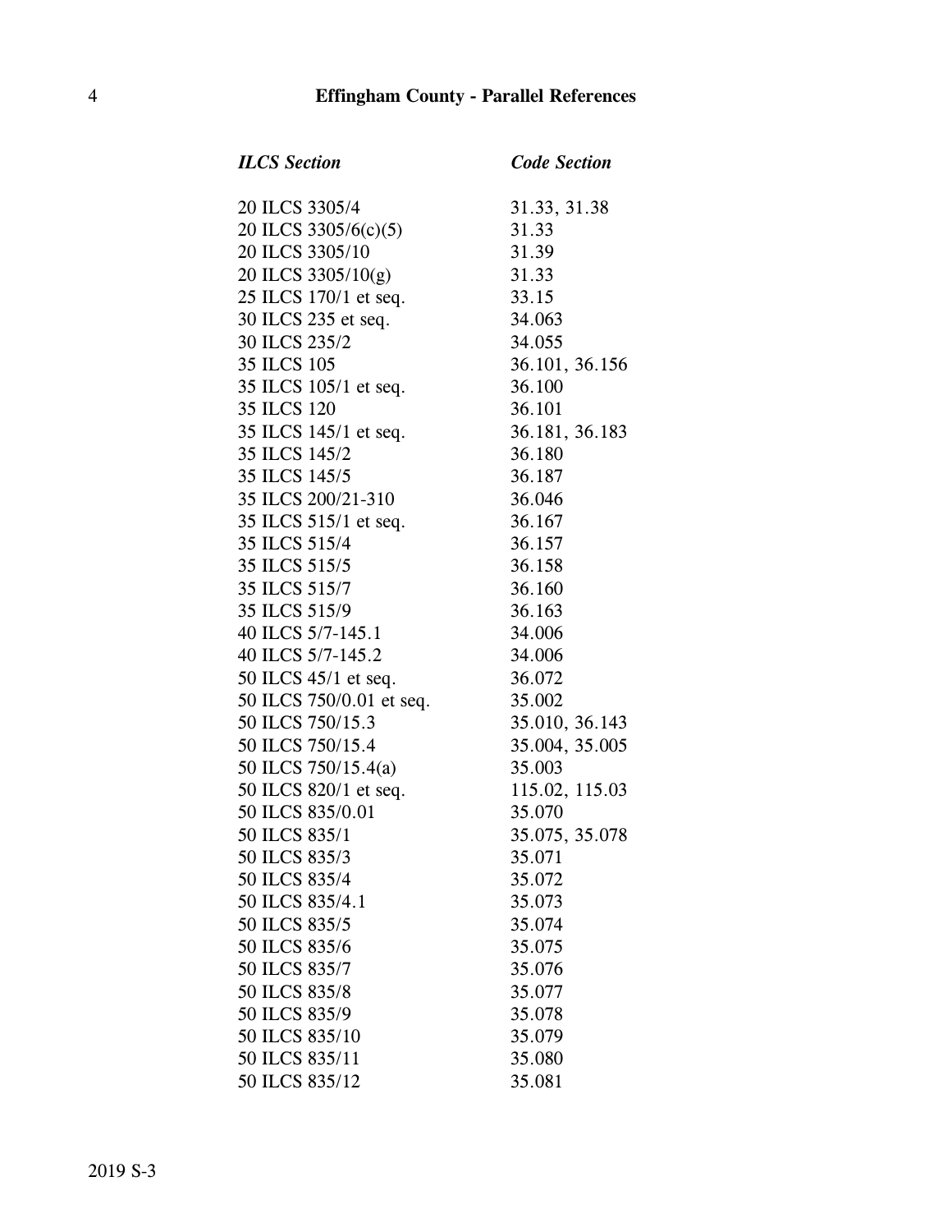| *ILCS Section* | *Code Section* |
|---|---|
| 20 ILCS 3305/4 | 31.33, 31.38 |
| 20 ILCS 3305/6(c)(5) | 31.33 |
| 20 ILCS 3305/10 | 31.39 |
| 20 ILCS 3305/10(g) | 31.33 |
| 25 ILCS 170/1 et seq. | 33.15 |
| 30 ILCS 235 et seq. | 34.063 |
| 30 ILCS 235/2 | 34.055 |
| 35 ILCS 105 | 36.101, 36.156 |
| 35 ILCS 105/1 et seq. | 36.100 |
| 35 ILCS 120 | 36.101 |
| 35 ILCS 145/1 et seq. | 36.181, 36.183 |
| 35 ILCS 145/2 | 36.180 |
| 35 ILCS 145/5 | 36.187 |
| 35 ILCS 200/21-310 | 36.046 |
| 35 ILCS 515/1 et seq. | 36.167 |
| 35 ILCS 515/4 | 36.157 |
| 35 ILCS 515/5 | 36.158 |
| 35 ILCS 515/7 | 36.160 |
| 35 ILCS 515/9 | 36.163 |
| 40 ILCS 5/7-145.1 | 34.006 |
| 40 ILCS 5/7-145.2 | 34.006 |
| 50 ILCS 45/1 et seq. | 36.072 |
| 50 ILCS 750/0.01 et seq. | 35.002 |
| 50 ILCS 750/15.3 | 35.010, 36.143 |
| 50 ILCS 750/15.4 | 35.004, 35.005 |
| 50 ILCS 750/15.4(a) | 35.003 |
| 50 ILCS 820/1 et seq. | 115.02, 115.03 |
| 50 ILCS 835/0.01 | 35.070 |
| 50 ILCS 835/1 | 35.075, 35.078 |
| 50 ILCS 835/3 | 35.071 |
| 50 ILCS 835/4 | 35.072 |
| 50 ILCS 835/4.1 | 35.073 |
| 50 ILCS 835/5 | 35.074 |
| 50 ILCS 835/6 | 35.075 |
| 50 ILCS 835/7 | 35.076 |
| 50 ILCS 835/8 | 35.077 |
| 50 ILCS 835/9 | 35.078 |
| 50 ILCS 835/10 | 35.079 |
| 50 ILCS 835/11 | 35.080 |
| 50 ILCS 835/12 | 35.081 |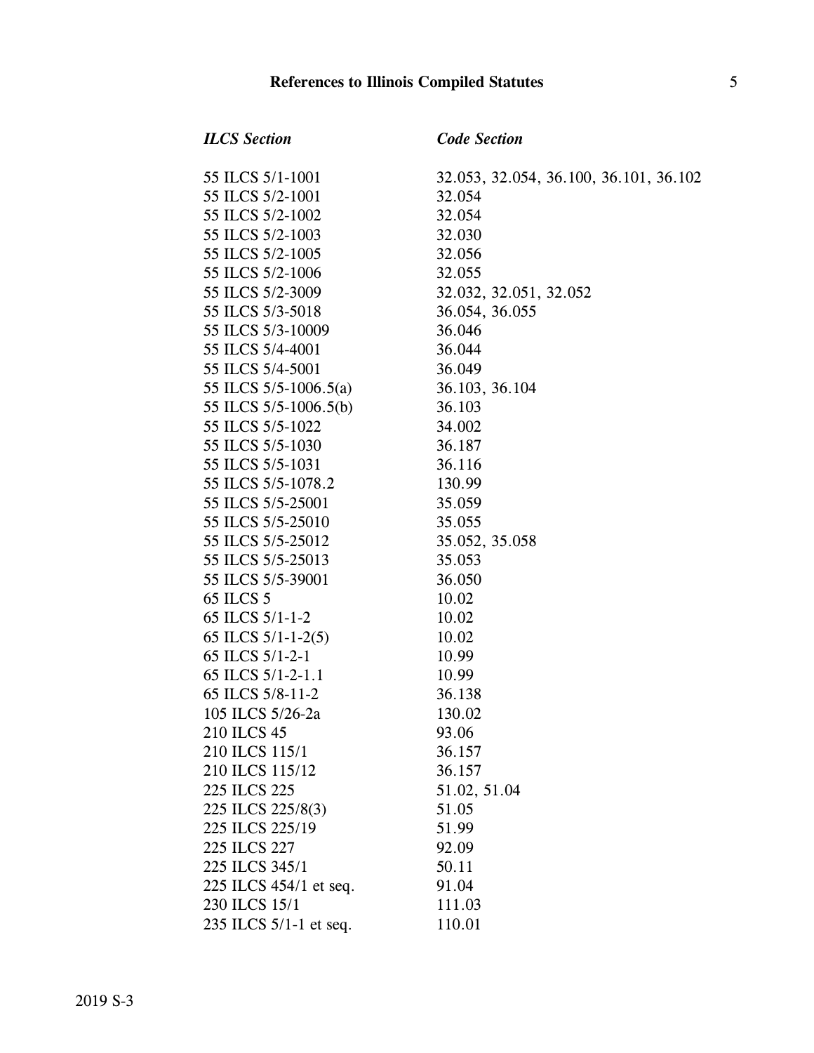| *ILCS Section* | *Code Section* |
| --- | --- |
| 55 ILCS 5/1-1001 | 32.053, 32.054, 36.100, 36.101, 36.102 |
| 55 ILCS 5/2-1001 | 32.054 |
| 55 ILCS 5/2-1002 | 32.054 |
| 55 ILCS 5/2-1003 | 32.030 |
| 55 ILCS 5/2-1005 | 32.056 |
| 55 ILCS 5/2-1006 | 32.055 |
| 55 ILCS 5/2-3009 | 32.032, 32.051, 32.052 |
| 55 ILCS 5/3-5018 | 36.054, 36.055 |
| 55 ILCS 5/3-10009 | 36.046 |
| 55 ILCS 5/4-4001 | 36.044 |
| 55 ILCS 5/4-5001 | 36.049 |
| 55 ILCS 5/5-1006.5(a) | 36.103, 36.104 |
| 55 ILCS 5/5-1006.5(b) | 36.103 |
| 55 ILCS 5/5-1022 | 34.002 |
| 55 ILCS 5/5-1030 | 36.187 |
| 55 ILCS 5/5-1031 | 36.116 |
| 55 ILCS 5/5-1078.2 | 130.99 |
| 55 ILCS 5/5-25001 | 35.059 |
| 55 ILCS 5/5-25010 | 35.055 |
| 55 ILCS 5/5-25012 | 35.052, 35.058 |
| 55 ILCS 5/5-25013 | 35.053 |
| 55 ILCS 5/5-39001 | 36.050 |
| 65 ILCS 5 | 10.02 |
| 65 ILCS 5/1-1-2 | 10.02 |
| 65 ILCS 5/1-1-2(5) | 10.02 |
| 65 ILCS 5/1-2-1 | 10.99 |
| 65 ILCS 5/1-2-1.1 | 10.99 |
| 65 ILCS 5/8-11-2 | 36.138 |
| 105 ILCS 5/26-2a | 130.02 |
| 210 ILCS 45 | 93.06 |
| 210 ILCS 115/1 | 36.157 |
| 210 ILCS 115/12 | 36.157 |
| 225 ILCS 225 | 51.02, 51.04 |
| 225 ILCS 225/8(3) | 51.05 |
| 225 ILCS 225/19 | 51.99 |
| 225 ILCS 227 | 92.09 |
| 225 ILCS 345/1 | 50.11 |
| 225 ILCS 454/1 et seq. | 91.04 |
| 230 ILCS 15/1 | 111.03 |
| 235 ILCS 5/1-1 et seq. | 110.01 |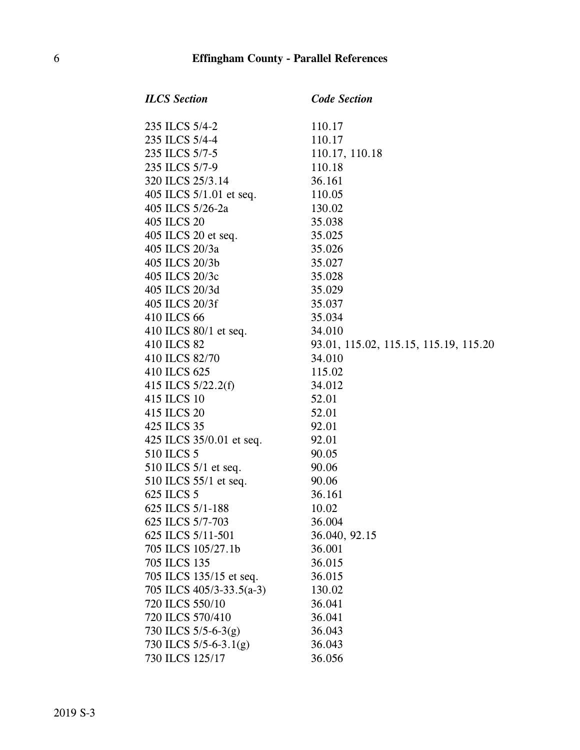| *ILCS Section* | *Code Section* |
|---|---|
| 235 ILCS 5/4-2 | 110.17 |
| 235 ILCS 5/4-4 | 110.17 |
| 235 ILCS 5/7-5 | 110.17, 110.18 |
| 235 ILCS 5/7-9 | 110.18 |
| 320 ILCS 25/3.14 | 36.161 |
| 405 ILCS 5/1.01 et seq. | 110.05 |
| 405 ILCS 5/26-2a | 130.02 |
| 405 ILCS 20 | 35.038 |
| 405 ILCS 20 et seq. | 35.025 |
| 405 ILCS 20/3a | 35.026 |
| 405 ILCS 20/3b | 35.027 |
| 405 ILCS 20/3c | 35.028 |
| 405 ILCS 20/3d | 35.029 |
| 405 ILCS 20/3f | 35.037 |
| 410 ILCS 66 | 35.034 |
| 410 ILCS 80/1 et seq. | 34.010 |
| 410 ILCS 82 | 93.01, 115.02, 115.15, 115.19, 115.20 |
| 410 ILCS 82/70 | 34.010 |
| 410 ILCS 625 | 115.02 |
| 415 ILCS 5/22.2(f) | 34.012 |
| 415 ILCS 10 | 52.01 |
| 415 ILCS 20 | 52.01 |
| 425 ILCS 35 | 92.01 |
| 425 ILCS 35/0.01 et seq. | 92.01 |
| 510 ILCS 5 | 90.05 |
| 510 ILCS 5/1 et seq. | 90.06 |
| 510 ILCS 55/1 et seq. | 90.06 |
| 625 ILCS 5 | 36.161 |
| 625 ILCS 5/1-188 | 10.02 |
| 625 ILCS 5/7-703 | 36.004 |
| 625 ILCS 5/11-501 | 36.040, 92.15 |
| 705 ILCS 105/27.1b | 36.001 |
| 705 ILCS 135 | 36.015 |
| 705 ILCS 135/15 et seq. | 36.015 |
| 705 ILCS 405/3-33.5(a-3) | 130.02 |
| 720 ILCS 550/10 | 36.041 |
| 720 ILCS 570/410 | 36.041 |
| 730 ILCS 5/5-6-3(g) | 36.043 |
| 730 ILCS 5/5-6-3.1(g) | 36.043 |
| 730 ILCS 125/17 | 36.056 |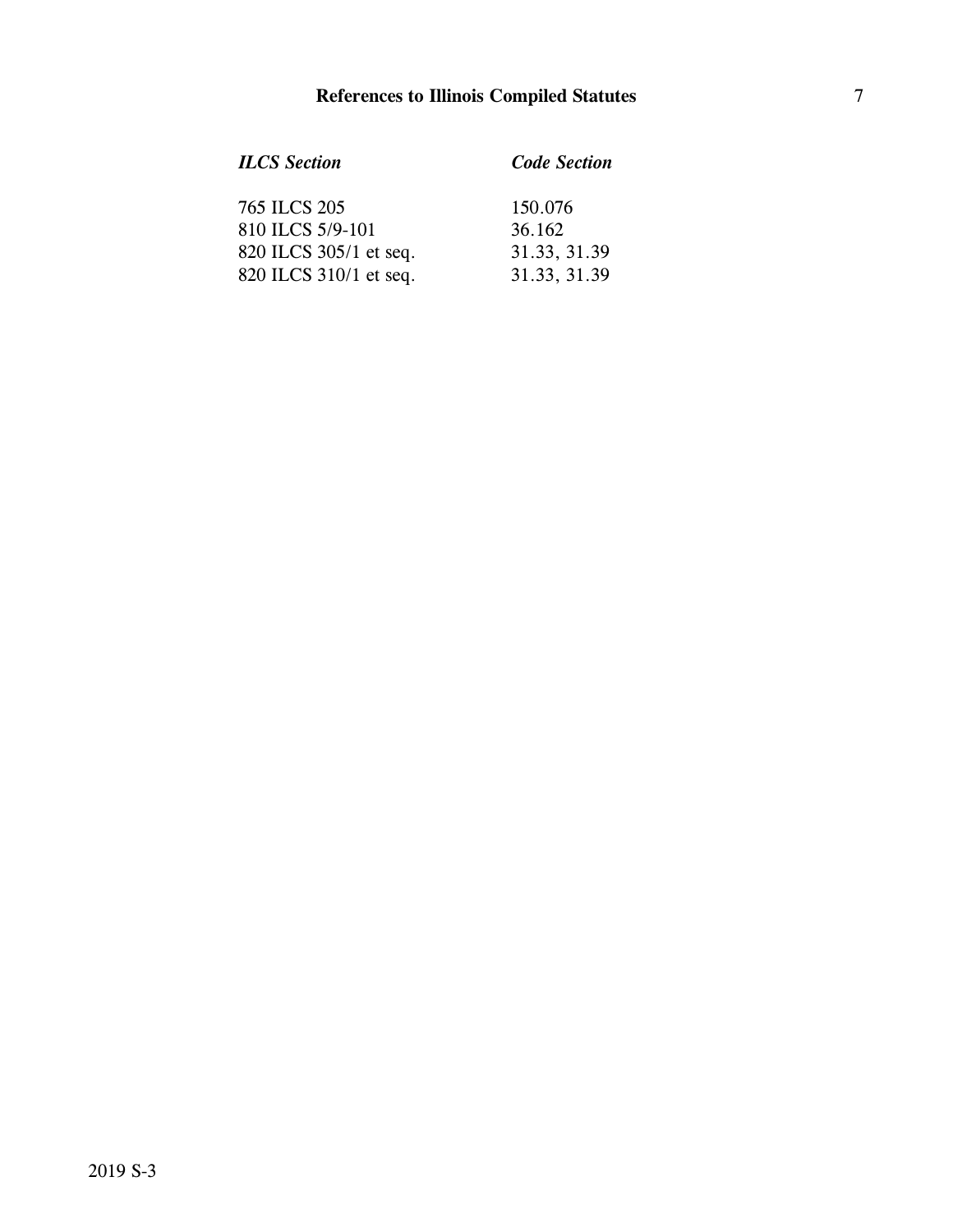| *ILCS Section* | *Code Section* |
| --- | --- |
| 765 ILCS 205 | 150.076 |
| 810 ILCS 5/9-101 | 36.162 |
| 820 ILCS 305/1 et seq. | 31.33, 31.39 |
| 820 ILCS 310/1 et seq. | 31.33, 31.39 |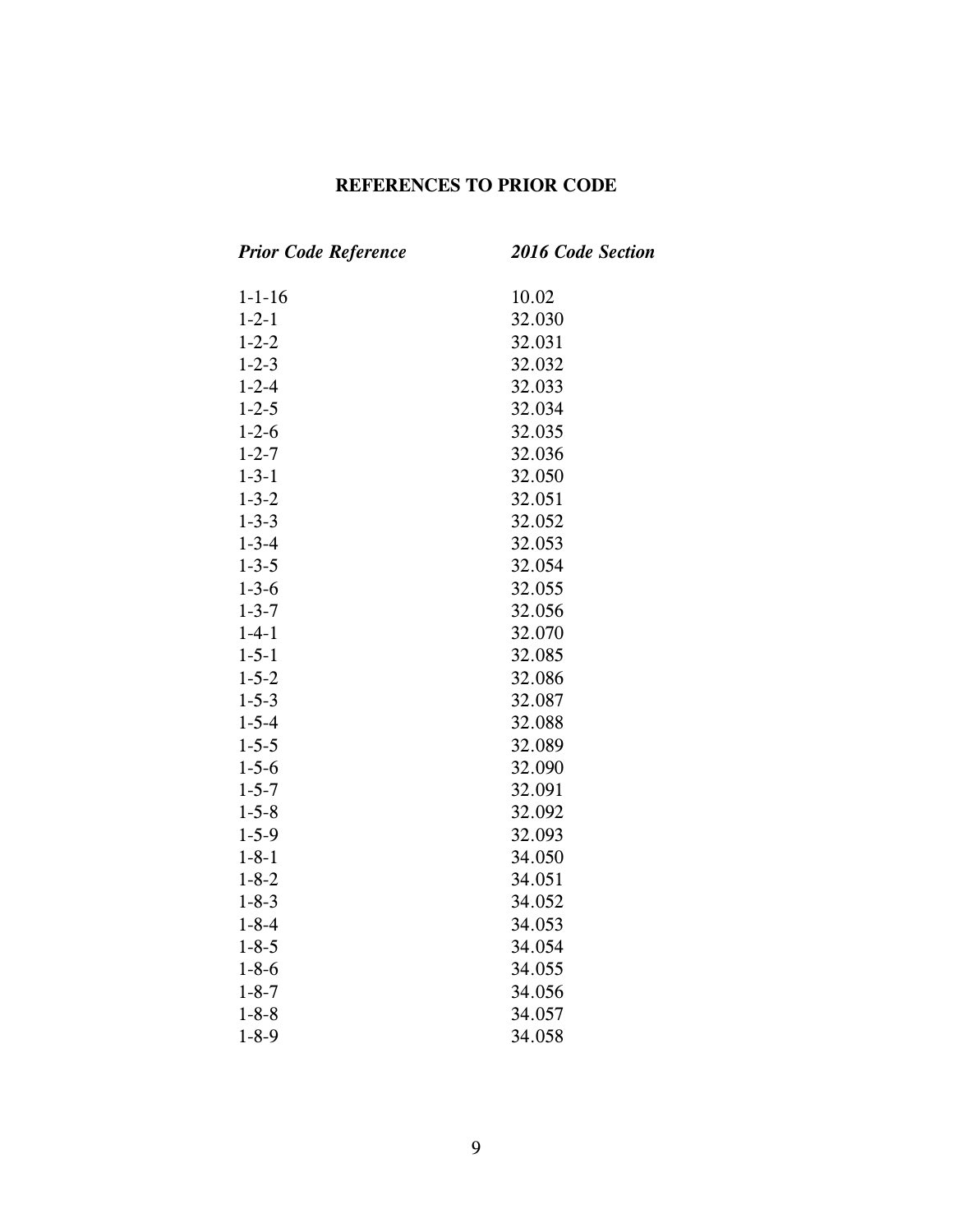## REFERENCES TO PRIOR CODE

| *Prior Code Reference* | *2016 Code Section* |
|---|---|
| 1-1-16 | 10.02 |
| 1-2-1 | 32.030 |
| 1-2-2 | 32.031 |
| 1-2-3 | 32.032 |
| 1-2-4 | 32.033 |
| 1-2-5 | 32.034 |
| 1-2-6 | 32.035 |
| 1-2-7 | 32.036 |
| 1-3-1 | 32.050 |
| 1-3-2 | 32.051 |
| 1-3-3 | 32.052 |
| 1-3-4 | 32.053 |
| 1-3-5 | 32.054 |
| 1-3-6 | 32.055 |
| 1-3-7 | 32.056 |
| 1-4-1 | 32.070 |
| 1-5-1 | 32.085 |
| 1-5-2 | 32.086 |
| 1-5-3 | 32.087 |
| 1-5-4 | 32.088 |
| 1-5-5 | 32.089 |
| 1-5-6 | 32.090 |
| 1-5-7 | 32.091 |
| 1-5-8 | 32.092 |
| 1-5-9 | 32.093 |
| 1-8-1 | 34.050 |
| 1-8-2 | 34.051 |
| 1-8-3 | 34.052 |
| 1-8-4 | 34.053 |
| 1-8-5 | 34.054 |
| 1-8-6 | 34.055 |
| 1-8-7 | 34.056 |
| 1-8-8 | 34.057 |
| 1-8-9 | 34.058 |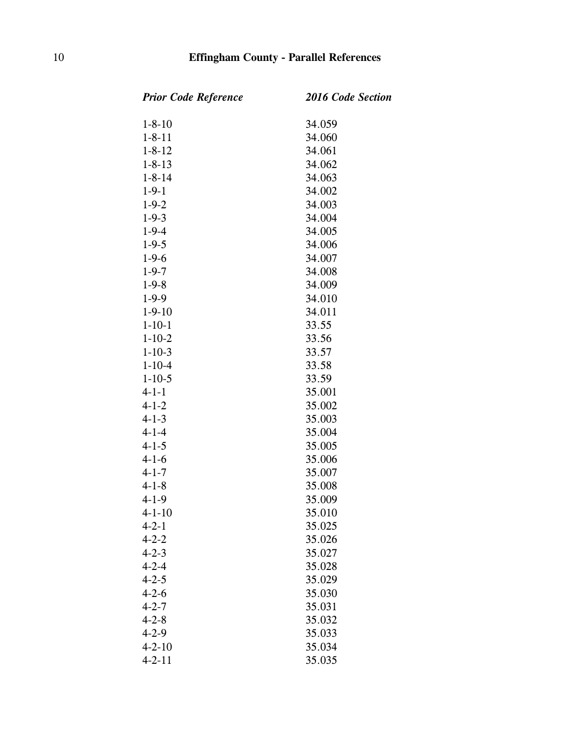| *Prior Code Reference* | *2016 Code Section* |
|---|---|
| 1-8-10 | 34.059 |
| 1-8-11 | 34.060 |
| 1-8-12 | 34.061 |
| 1-8-13 | 34.062 |
| 1-8-14 | 34.063 |
| 1-9-1 | 34.002 |
| 1-9-2 | 34.003 |
| 1-9-3 | 34.004 |
| 1-9-4 | 34.005 |
| 1-9-5 | 34.006 |
| 1-9-6 | 34.007 |
| 1-9-7 | 34.008 |
| 1-9-8 | 34.009 |
| 1-9-9 | 34.010 |
| 1-9-10 | 34.011 |
| 1-10-1 | 33.55 |
| 1-10-2 | 33.56 |
| 1-10-3 | 33.57 |
| 1-10-4 | 33.58 |
| 1-10-5 | 33.59 |
| 4-1-1 | 35.001 |
| 4-1-2 | 35.002 |
| 4-1-3 | 35.003 |
| 4-1-4 | 35.004 |
| 4-1-5 | 35.005 |
| 4-1-6 | 35.006 |
| 4-1-7 | 35.007 |
| 4-1-8 | 35.008 |
| 4-1-9 | 35.009 |
| 4-1-10 | 35.010 |
| 4-2-1 | 35.025 |
| 4-2-2 | 35.026 |
| 4-2-3 | 35.027 |
| 4-2-4 | 35.028 |
| 4-2-5 | 35.029 |
| 4-2-6 | 35.030 |
| 4-2-7 | 35.031 |
| 4-2-8 | 35.032 |
| 4-2-9 | 35.033 |
| 4-2-10 | 35.034 |
| 4-2-11 | 35.035 |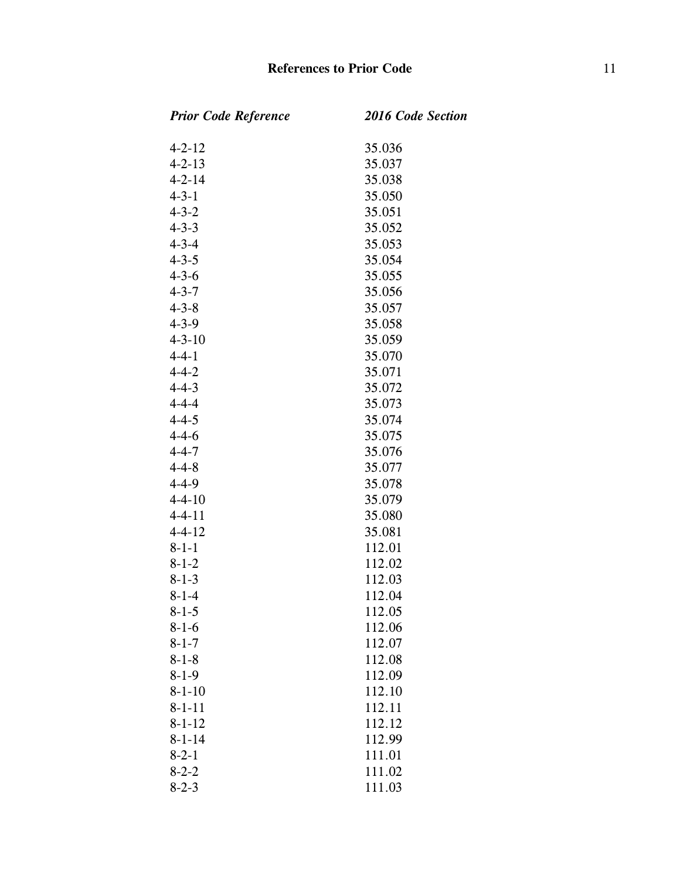| *Prior Code Reference* | *2016 Code Section* |
|---|---|
| 4-2-12 | 35.036 |
| 4-2-13 | 35.037 |
| 4-2-14 | 35.038 |
| 4-3-1 | 35.050 |
| 4-3-2 | 35.051 |
| 4-3-3 | 35.052 |
| 4-3-4 | 35.053 |
| 4-3-5 | 35.054 |
| 4-3-6 | 35.055 |
| 4-3-7 | 35.056 |
| 4-3-8 | 35.057 |
| 4-3-9 | 35.058 |
| 4-3-10 | 35.059 |
| 4-4-1 | 35.070 |
| 4-4-2 | 35.071 |
| 4-4-3 | 35.072 |
| 4-4-4 | 35.073 |
| 4-4-5 | 35.074 |
| 4-4-6 | 35.075 |
| 4-4-7 | 35.076 |
| 4-4-8 | 35.077 |
| 4-4-9 | 35.078 |
| 4-4-10 | 35.079 |
| 4-4-11 | 35.080 |
| 4-4-12 | 35.081 |
| 8-1-1 | 112.01 |
| 8-1-2 | 112.02 |
| 8-1-3 | 112.03 |
| 8-1-4 | 112.04 |
| 8-1-5 | 112.05 |
| 8-1-6 | 112.06 |
| 8-1-7 | 112.07 |
| 8-1-8 | 112.08 |
| 8-1-9 | 112.09 |
| 8-1-10 | 112.10 |
| 8-1-11 | 112.11 |
| 8-1-12 | 112.12 |
| 8-1-14 | 112.99 |
| 8-2-1 | 111.01 |
| 8-2-2 | 111.02 |
| 8-2-3 | 111.03 |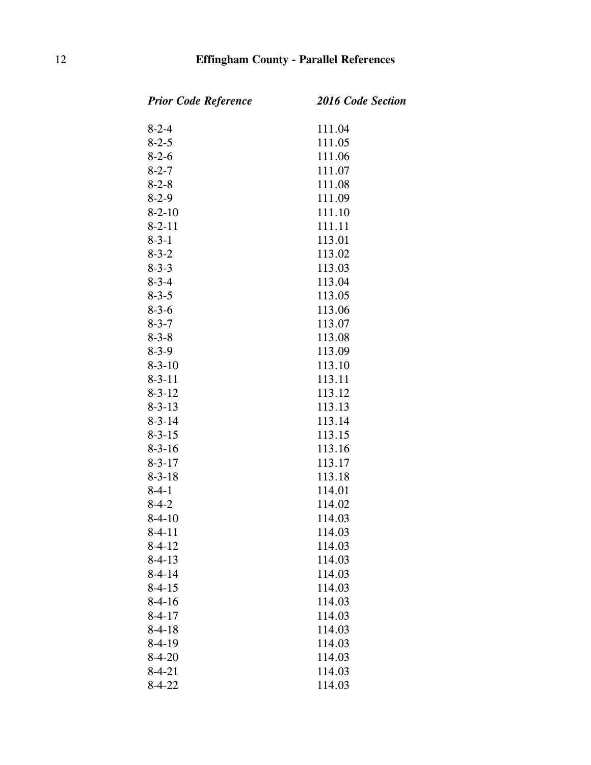| *Prior Code Reference* | *2016 Code Section* |
|---|---|
| 8-2-4 | 111.04 |
| 8-2-5 | 111.05 |
| 8-2-6 | 111.06 |
| 8-2-7 | 111.07 |
| 8-2-8 | 111.08 |
| 8-2-9 | 111.09 |
| 8-2-10 | 111.10 |
| 8-2-11 | 111.11 |
| 8-3-1 | 113.01 |
| 8-3-2 | 113.02 |
| 8-3-3 | 113.03 |
| 8-3-4 | 113.04 |
| 8-3-5 | 113.05 |
| 8-3-6 | 113.06 |
| 8-3-7 | 113.07 |
| 8-3-8 | 113.08 |
| 8-3-9 | 113.09 |
| 8-3-10 | 113.10 |
| 8-3-11 | 113.11 |
| 8-3-12 | 113.12 |
| 8-3-13 | 113.13 |
| 8-3-14 | 113.14 |
| 8-3-15 | 113.15 |
| 8-3-16 | 113.16 |
| 8-3-17 | 113.17 |
| 8-3-18 | 113.18 |
| 8-4-1 | 114.01 |
| 8-4-2 | 114.02 |
| 8-4-10 | 114.03 |
| 8-4-11 | 114.03 |
| 8-4-12 | 114.03 |
| 8-4-13 | 114.03 |
| 8-4-14 | 114.03 |
| 8-4-15 | 114.03 |
| 8-4-16 | 114.03 |
| 8-4-17 | 114.03 |
| 8-4-18 | 114.03 |
| 8-4-19 | 114.03 |
| 8-4-20 | 114.03 |
| 8-4-21 | 114.03 |
| 8-4-22 | 114.03 |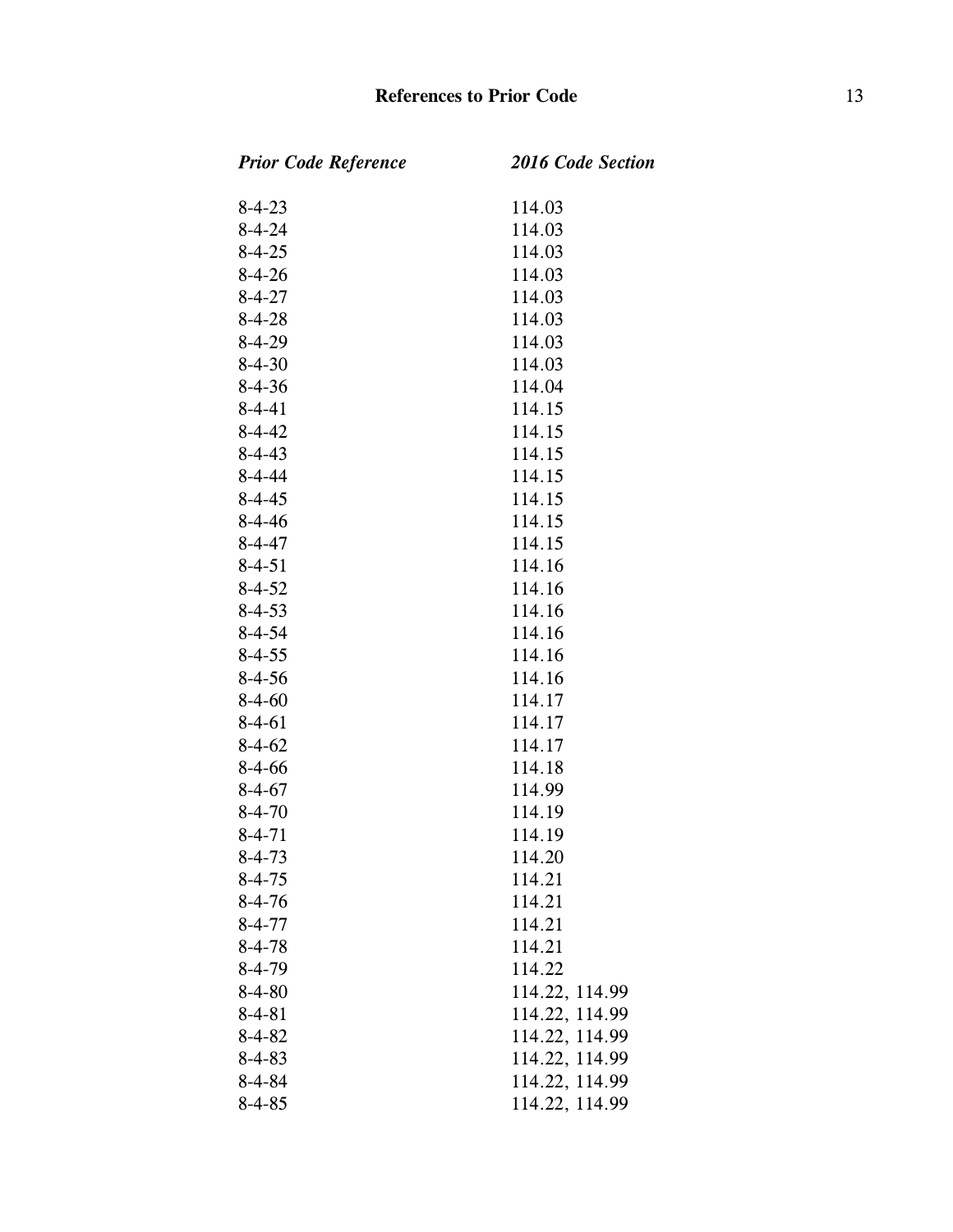| *Prior Code Reference* | *2016 Code Section* |
|---|---|
| 8-4-23 | 114.03 |
| 8-4-24 | 114.03 |
| 8-4-25 | 114.03 |
| 8-4-26 | 114.03 |
| 8-4-27 | 114.03 |
| 8-4-28 | 114.03 |
| 8-4-29 | 114.03 |
| 8-4-30 | 114.03 |
| 8-4-36 | 114.04 |
| 8-4-41 | 114.15 |
| 8-4-42 | 114.15 |
| 8-4-43 | 114.15 |
| 8-4-44 | 114.15 |
| 8-4-45 | 114.15 |
| 8-4-46 | 114.15 |
| 8-4-47 | 114.15 |
| 8-4-51 | 114.16 |
| 8-4-52 | 114.16 |
| 8-4-53 | 114.16 |
| 8-4-54 | 114.16 |
| 8-4-55 | 114.16 |
| 8-4-56 | 114.16 |
| 8-4-60 | 114.17 |
| 8-4-61 | 114.17 |
| 8-4-62 | 114.17 |
| 8-4-66 | 114.18 |
| 8-4-67 | 114.99 |
| 8-4-70 | 114.19 |
| 8-4-71 | 114.19 |
| 8-4-73 | 114.20 |
| 8-4-75 | 114.21 |
| 8-4-76 | 114.21 |
| 8-4-77 | 114.21 |
| 8-4-78 | 114.21 |
| 8-4-79 | 114.22 |
| 8-4-80 | 114.22, 114.99 |
| 8-4-81 | 114.22, 114.99 |
| 8-4-82 | 114.22, 114.99 |
| 8-4-83 | 114.22, 114.99 |
| 8-4-84 | 114.22, 114.99 |
| 8-4-85 | 114.22, 114.99 |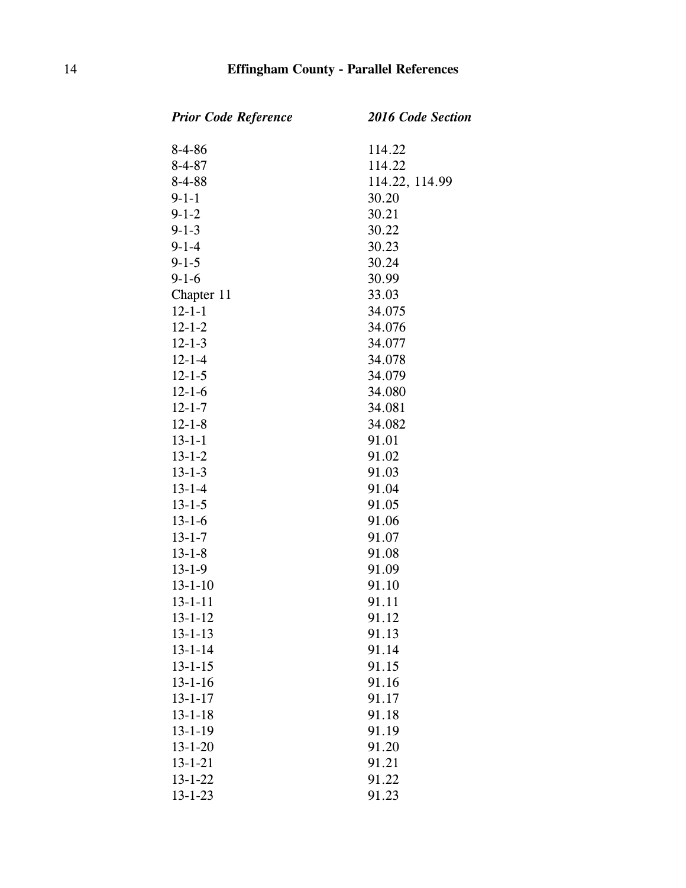| *Prior Code Reference* | *2016 Code Section* |
|---|---|
| 8-4-86 | 114.22 |
| 8-4-87 | 114.22 |
| 8-4-88 | 114.22, 114.99 |
| 9-1-1 | 30.20 |
| 9-1-2 | 30.21 |
| 9-1-3 | 30.22 |
| 9-1-4 | 30.23 |
| 9-1-5 | 30.24 |
| 9-1-6 | 30.99 |
| Chapter 11 | 33.03 |
| 12-1-1 | 34.075 |
| 12-1-2 | 34.076 |
| 12-1-3 | 34.077 |
| 12-1-4 | 34.078 |
| 12-1-5 | 34.079 |
| 12-1-6 | 34.080 |
| 12-1-7 | 34.081 |
| 12-1-8 | 34.082 |
| 13-1-1 | 91.01 |
| 13-1-2 | 91.02 |
| 13-1-3 | 91.03 |
| 13-1-4 | 91.04 |
| 13-1-5 | 91.05 |
| 13-1-6 | 91.06 |
| 13-1-7 | 91.07 |
| 13-1-8 | 91.08 |
| 13-1-9 | 91.09 |
| 13-1-10 | 91.10 |
| 13-1-11 | 91.11 |
| 13-1-12 | 91.12 |
| 13-1-13 | 91.13 |
| 13-1-14 | 91.14 |
| 13-1-15 | 91.15 |
| 13-1-16 | 91.16 |
| 13-1-17 | 91.17 |
| 13-1-18 | 91.18 |
| 13-1-19 | 91.19 |
| 13-1-20 | 91.20 |
| 13-1-21 | 91.21 |
| 13-1-22 | 91.22 |
| 13-1-23 | 91.23 |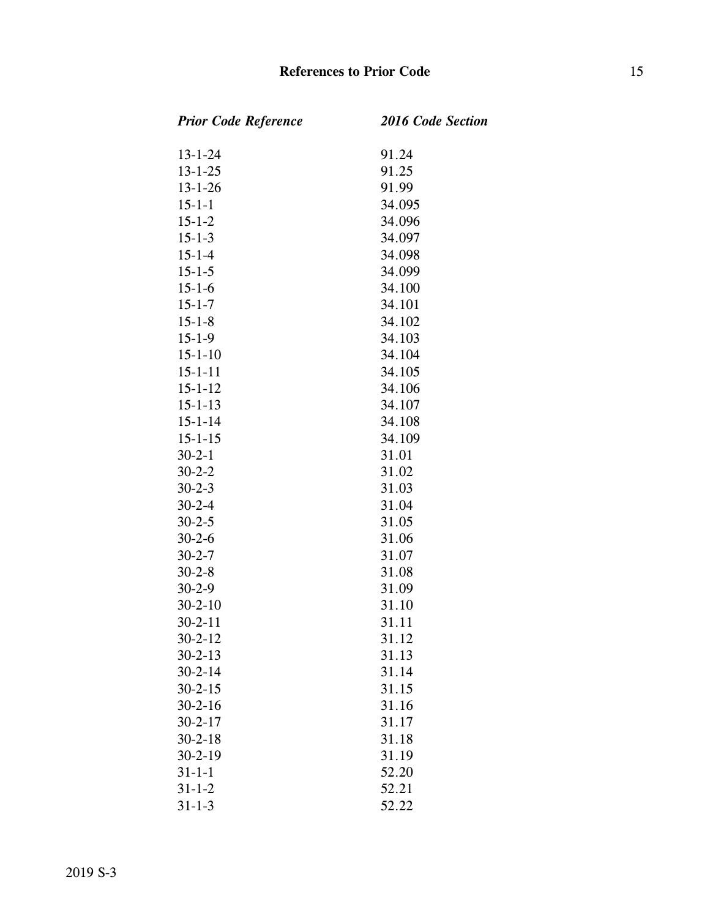| *Prior Code Reference* | *2016 Code Section* |
|---|---|
| 13-1-24 | 91.24 |
| 13-1-25 | 91.25 |
| 13-1-26 | 91.99 |
| 15-1-1 | 34.095 |
| 15-1-2 | 34.096 |
| 15-1-3 | 34.097 |
| 15-1-4 | 34.098 |
| 15-1-5 | 34.099 |
| 15-1-6 | 34.100 |
| 15-1-7 | 34.101 |
| 15-1-8 | 34.102 |
| 15-1-9 | 34.103 |
| 15-1-10 | 34.104 |
| 15-1-11 | 34.105 |
| 15-1-12 | 34.106 |
| 15-1-13 | 34.107 |
| 15-1-14 | 34.108 |
| 15-1-15 | 34.109 |
| 30-2-1 | 31.01 |
| 30-2-2 | 31.02 |
| 30-2-3 | 31.03 |
| 30-2-4 | 31.04 |
| 30-2-5 | 31.05 |
| 30-2-6 | 31.06 |
| 30-2-7 | 31.07 |
| 30-2-8 | 31.08 |
| 30-2-9 | 31.09 |
| 30-2-10 | 31.10 |
| 30-2-11 | 31.11 |
| 30-2-12 | 31.12 |
| 30-2-13 | 31.13 |
| 30-2-14 | 31.14 |
| 30-2-15 | 31.15 |
| 30-2-16 | 31.16 |
| 30-2-17 | 31.17 |
| 30-2-18 | 31.18 |
| 30-2-19 | 31.19 |
| 31-1-1 | 52.20 |
| 31-1-2 | 52.21 |
| 31-1-3 | 52.22 |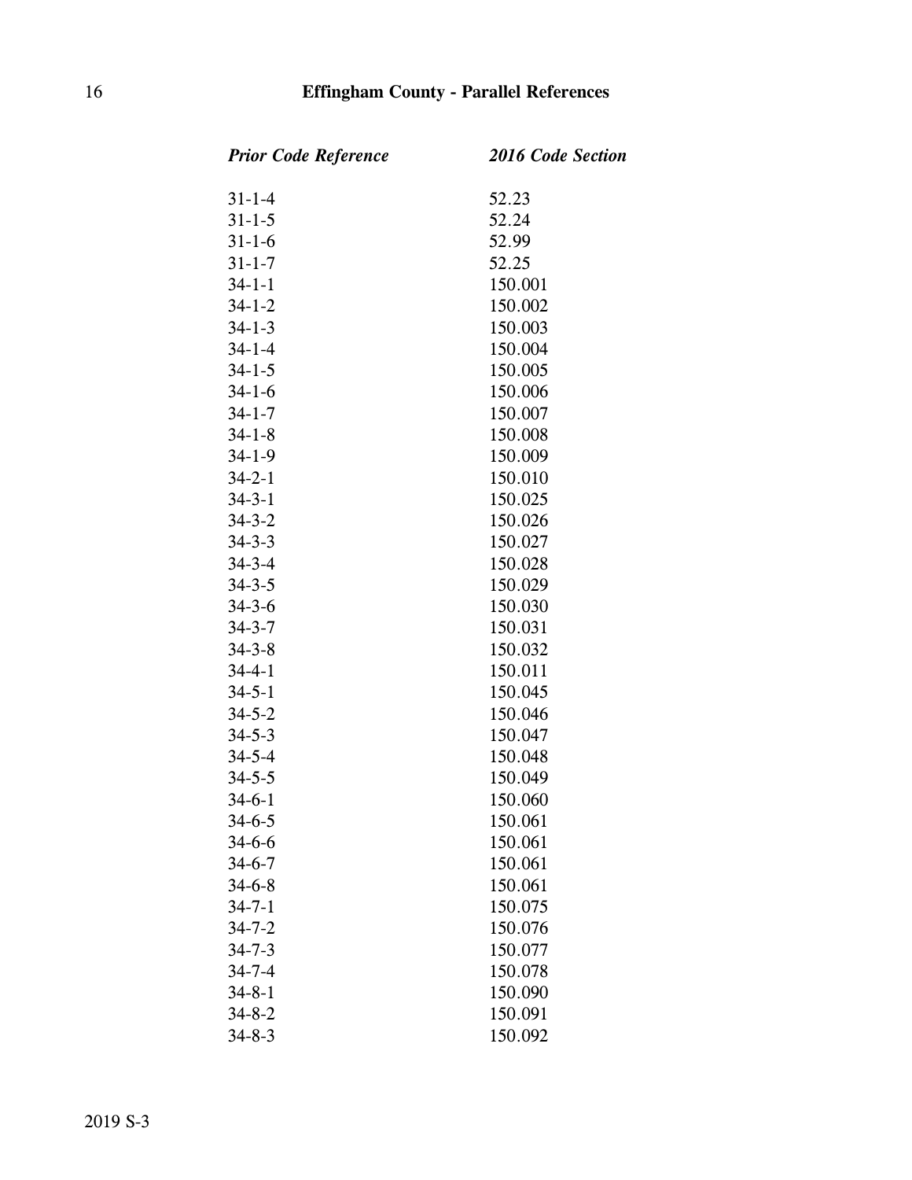| *Prior Code Reference* | *2016 Code Section* |
|---|---|
| 31-1-4 | 52.23 |
| 31-1-5 | 52.24 |
| 31-1-6 | 52.99 |
| 31-1-7 | 52.25 |
| 34-1-1 | 150.001 |
| 34-1-2 | 150.002 |
| 34-1-3 | 150.003 |
| 34-1-4 | 150.004 |
| 34-1-5 | 150.005 |
| 34-1-6 | 150.006 |
| 34-1-7 | 150.007 |
| 34-1-8 | 150.008 |
| 34-1-9 | 150.009 |
| 34-2-1 | 150.010 |
| 34-3-1 | 150.025 |
| 34-3-2 | 150.026 |
| 34-3-3 | 150.027 |
| 34-3-4 | 150.028 |
| 34-3-5 | 150.029 |
| 34-3-6 | 150.030 |
| 34-3-7 | 150.031 |
| 34-3-8 | 150.032 |
| 34-4-1 | 150.011 |
| 34-5-1 | 150.045 |
| 34-5-2 | 150.046 |
| 34-5-3 | 150.047 |
| 34-5-4 | 150.048 |
| 34-5-5 | 150.049 |
| 34-6-1 | 150.060 |
| 34-6-5 | 150.061 |
| 34-6-6 | 150.061 |
| 34-6-7 | 150.061 |
| 34-6-8 | 150.061 |
| 34-7-1 | 150.075 |
| 34-7-2 | 150.076 |
| 34-7-3 | 150.077 |
| 34-7-4 | 150.078 |
| 34-8-1 | 150.090 |
| 34-8-2 | 150.091 |
| 34-8-3 | 150.092 |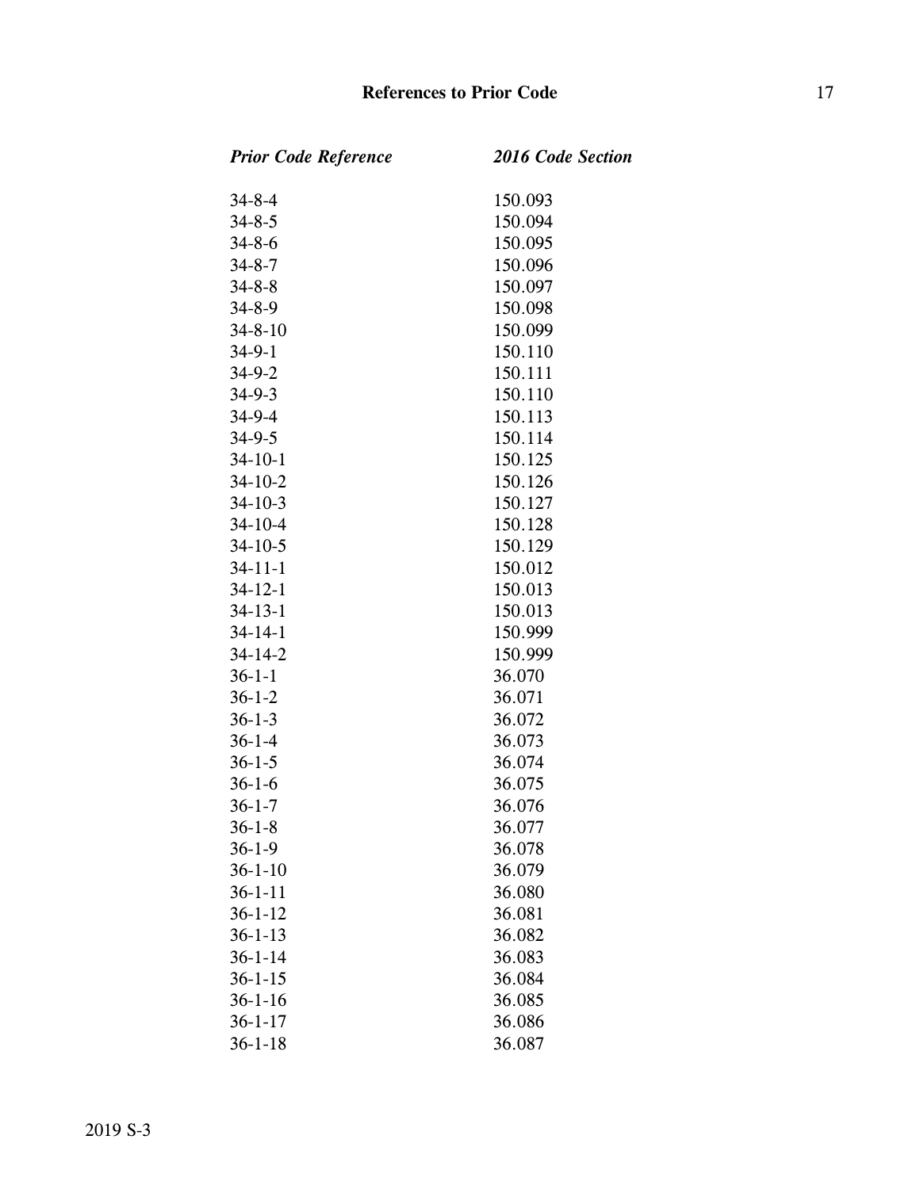| *Prior Code Reference* | *2016 Code Section* |
|---|---|
| 34-8-4 | 150.093 |
| 34-8-5 | 150.094 |
| 34-8-6 | 150.095 |
| 34-8-7 | 150.096 |
| 34-8-8 | 150.097 |
| 34-8-9 | 150.098 |
| 34-8-10 | 150.099 |
| 34-9-1 | 150.110 |
| 34-9-2 | 150.111 |
| 34-9-3 | 150.110 |
| 34-9-4 | 150.113 |
| 34-9-5 | 150.114 |
| 34-10-1 | 150.125 |
| 34-10-2 | 150.126 |
| 34-10-3 | 150.127 |
| 34-10-4 | 150.128 |
| 34-10-5 | 150.129 |
| 34-11-1 | 150.012 |
| 34-12-1 | 150.013 |
| 34-13-1 | 150.013 |
| 34-14-1 | 150.999 |
| 34-14-2 | 150.999 |
| 36-1-1 | 36.070 |
| 36-1-2 | 36.071 |
| 36-1-3 | 36.072 |
| 36-1-4 | 36.073 |
| 36-1-5 | 36.074 |
| 36-1-6 | 36.075 |
| 36-1-7 | 36.076 |
| 36-1-8 | 36.077 |
| 36-1-9 | 36.078 |
| 36-1-10 | 36.079 |
| 36-1-11 | 36.080 |
| 36-1-12 | 36.081 |
| 36-1-13 | 36.082 |
| 36-1-14 | 36.083 |
| 36-1-15 | 36.084 |
| 36-1-16 | 36.085 |
| 36-1-17 | 36.086 |
| 36-1-18 | 36.087 |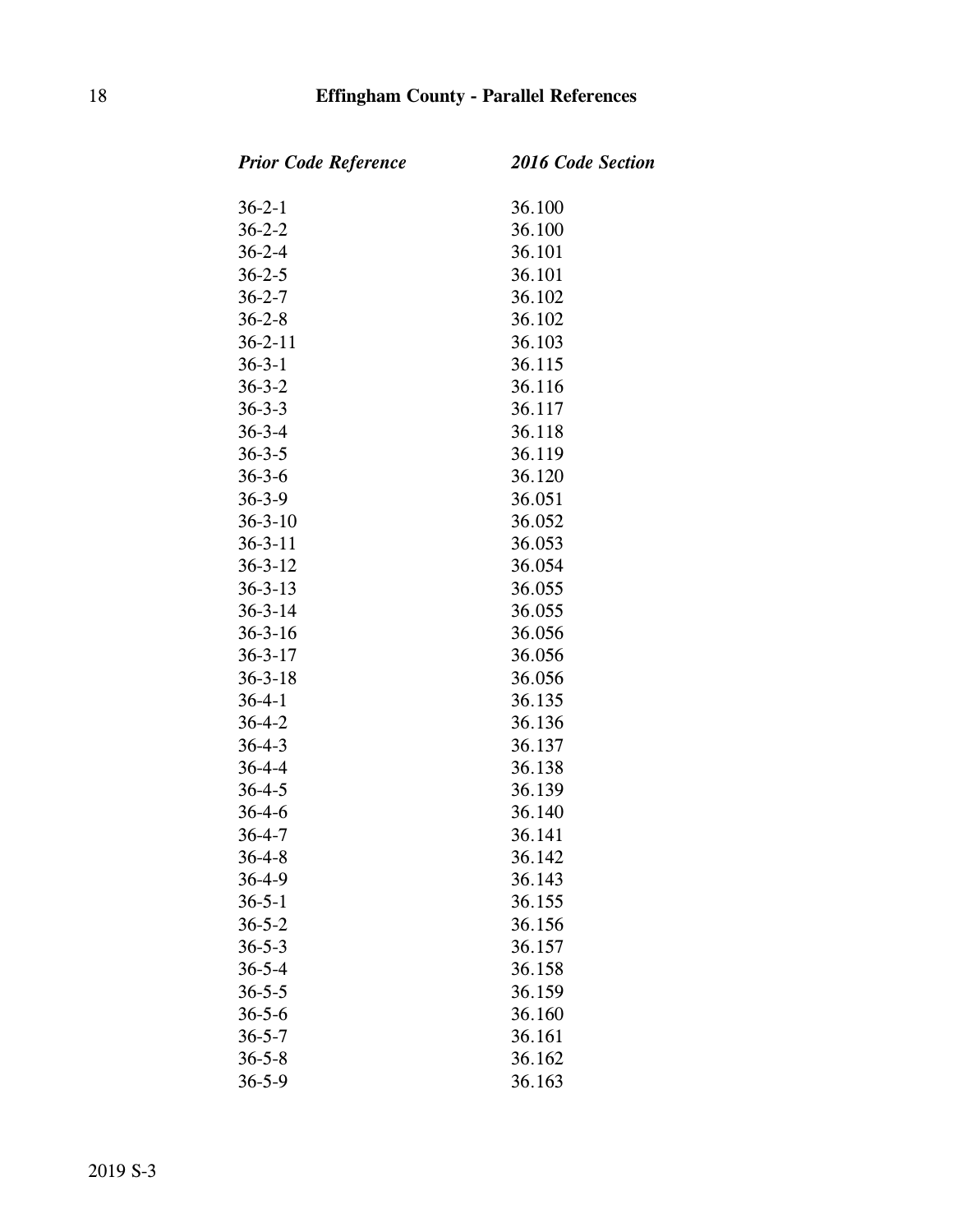| *Prior Code Reference* | *2016 Code Section* |
| --- | --- |
| 36-2-1 | 36.100 |
| 36-2-2 | 36.100 |
| 36-2-4 | 36.101 |
| 36-2-5 | 36.101 |
| 36-2-7 | 36.102 |
| 36-2-8 | 36.102 |
| 36-2-11 | 36.103 |
| 36-3-1 | 36.115 |
| 36-3-2 | 36.116 |
| 36-3-3 | 36.117 |
| 36-3-4 | 36.118 |
| 36-3-5 | 36.119 |
| 36-3-6 | 36.120 |
| 36-3-9 | 36.051 |
| 36-3-10 | 36.052 |
| 36-3-11 | 36.053 |
| 36-3-12 | 36.054 |
| 36-3-13 | 36.055 |
| 36-3-14 | 36.055 |
| 36-3-16 | 36.056 |
| 36-3-17 | 36.056 |
| 36-3-18 | 36.056 |
| 36-4-1 | 36.135 |
| 36-4-2 | 36.136 |
| 36-4-3 | 36.137 |
| 36-4-4 | 36.138 |
| 36-4-5 | 36.139 |
| 36-4-6 | 36.140 |
| 36-4-7 | 36.141 |
| 36-4-8 | 36.142 |
| 36-4-9 | 36.143 |
| 36-5-1 | 36.155 |
| 36-5-2 | 36.156 |
| 36-5-3 | 36.157 |
| 36-5-4 | 36.158 |
| 36-5-5 | 36.159 |
| 36-5-6 | 36.160 |
| 36-5-7 | 36.161 |
| 36-5-8 | 36.162 |
| 36-5-9 | 36.163 |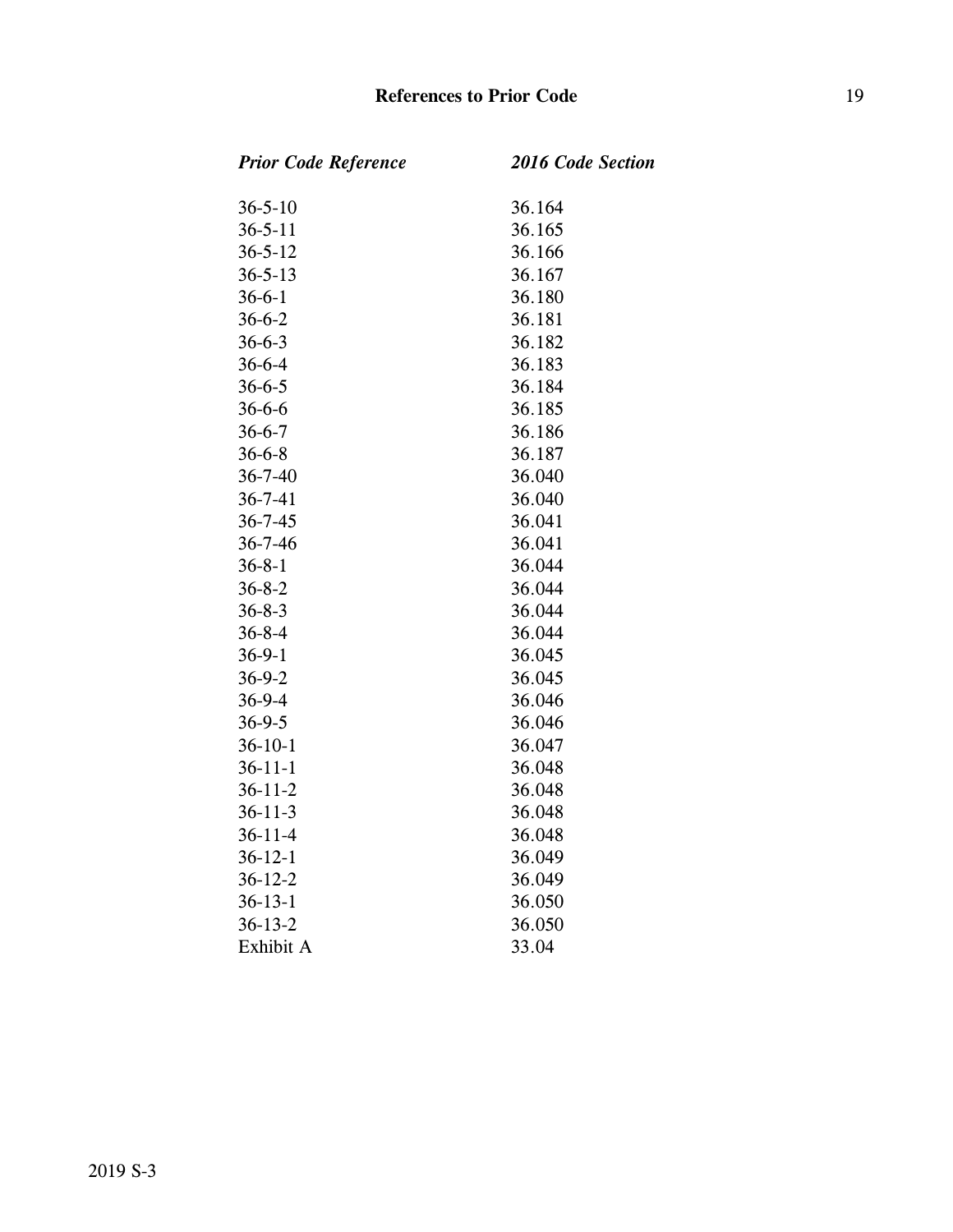| *Prior Code Reference* | *2016 Code Section* |
|---|---|
| 36-5-10 | 36.164 |
| 36-5-11 | 36.165 |
| 36-5-12 | 36.166 |
| 36-5-13 | 36.167 |
| 36-6-1 | 36.180 |
| 36-6-2 | 36.181 |
| 36-6-3 | 36.182 |
| 36-6-4 | 36.183 |
| 36-6-5 | 36.184 |
| 36-6-6 | 36.185 |
| 36-6-7 | 36.186 |
| 36-6-8 | 36.187 |
| 36-7-40 | 36.040 |
| 36-7-41 | 36.040 |
| 36-7-45 | 36.041 |
| 36-7-46 | 36.041 |
| 36-8-1 | 36.044 |
| 36-8-2 | 36.044 |
| 36-8-3 | 36.044 |
| 36-8-4 | 36.044 |
| 36-9-1 | 36.045 |
| 36-9-2 | 36.045 |
| 36-9-4 | 36.046 |
| 36-9-5 | 36.046 |
| 36-10-1 | 36.047 |
| 36-11-1 | 36.048 |
| 36-11-2 | 36.048 |
| 36-11-3 | 36.048 |
| 36-11-4 | 36.048 |
| 36-12-1 | 36.049 |
| 36-12-2 | 36.049 |
| 36-13-1 | 36.050 |
| 36-13-2 | 36.050 |
| Exhibit A | 33.04 |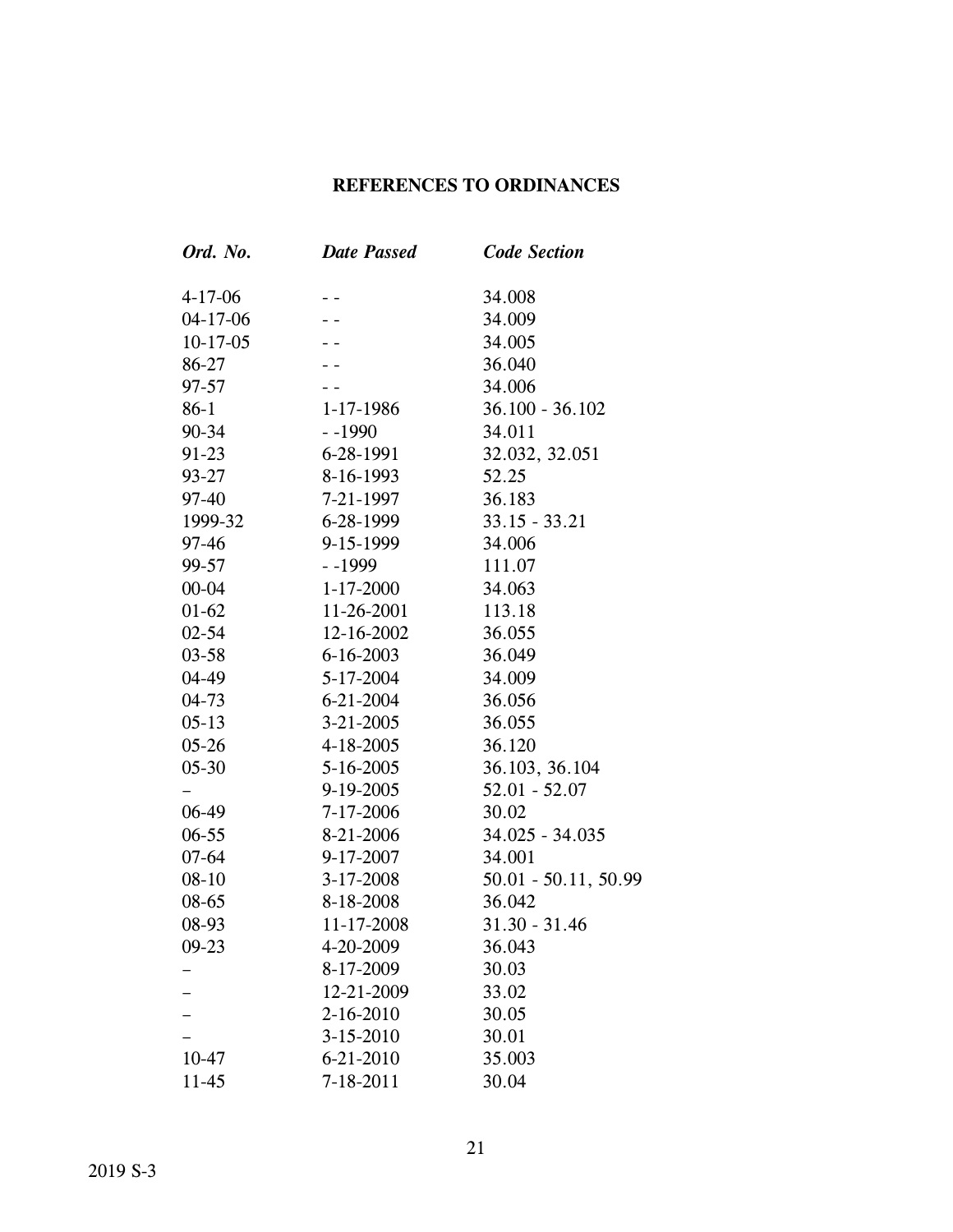# REFERENCES TO ORDINANCES

| *Ord. No.* | *Date Passed* | *Code Section* |
|---|---|---|
| 4-17-06 | - - | 34.008 |
| 04-17-06 | - - | 34.009 |
| 10-17-05 | - - | 34.005 |
| 86-27 | - - | 36.040 |
| 97-57 | - - | 34.006 |
| 86-1 | 1-17-1986 | 36.100 - 36.102 |
| 90-34 | - -1990 | 34.011 |
| 91-23 | 6-28-1991 | 32.032, 32.051 |
| 93-27 | 8-16-1993 | 52.25 |
| 97-40 | 7-21-1997 | 36.183 |
| 1999-32 | 6-28-1999 | 33.15 - 33.21 |
| 97-46 | 9-15-1999 | 34.006 |
| 99-57 | - -1999 | 111.07 |
| 00-04 | 1-17-2000 | 34.063 |
| 01-62 | 11-26-2001 | 113.18 |
| 02-54 | 12-16-2002 | 36.055 |
| 03-58 | 6-16-2003 | 36.049 |
| 04-49 | 5-17-2004 | 34.009 |
| 04-73 | 6-21-2004 | 36.056 |
| 05-13 | 3-21-2005 | 36.055 |
| 05-26 | 4-18-2005 | 36.120 |
| 05-30 | 5-16-2005 | 36.103, 36.104 |
| – | 9-19-2005 | 52.01 - 52.07 |
| 06-49 | 7-17-2006 | 30.02 |
| 06-55 | 8-21-2006 | 34.025 - 34.035 |
| 07-64 | 9-17-2007 | 34.001 |
| 08-10 | 3-17-2008 | 50.01 - 50.11, 50.99 |
| 08-65 | 8-18-2008 | 36.042 |
| 08-93 | 11-17-2008 | 31.30 - 31.46 |
| 09-23 | 4-20-2009 | 36.043 |
| – | 8-17-2009 | 30.03 |
| – | 12-21-2009 | 33.02 |
| – | 2-16-2010 | 30.05 |
| – | 3-15-2010 | 30.01 |
| 10-47 | 6-21-2010 | 35.003 |
| 11-45 | 7-18-2011 | 30.04 |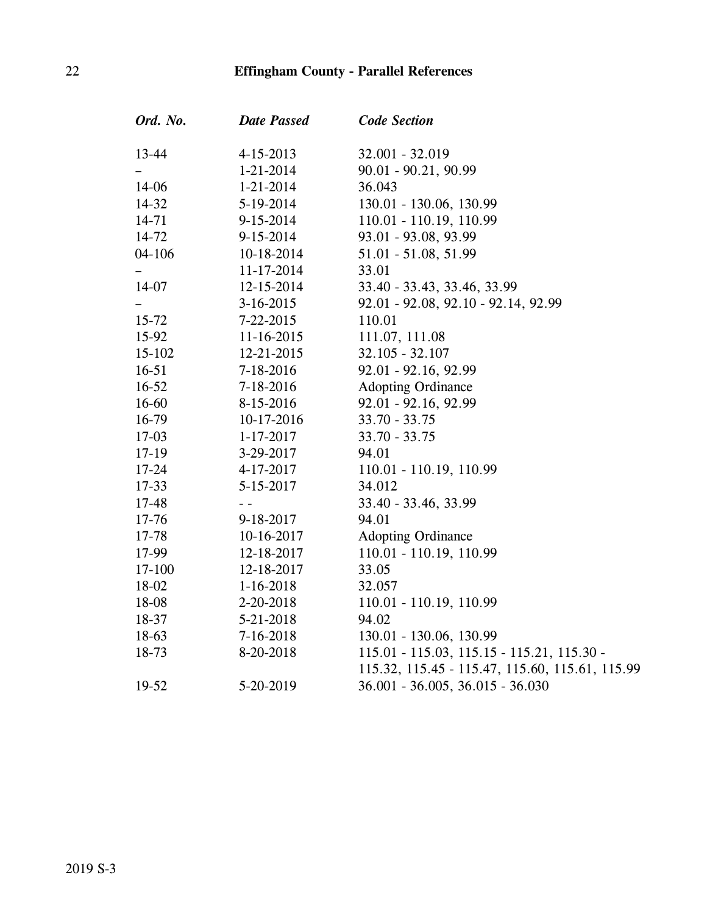| *Ord. No.* | *Date Passed* | *Code Section* |
|---|---|---|
| 13-44 | 4-15-2013 | 32.001 - 32.019 |
| – | 1-21-2014 | 90.01 - 90.21, 90.99 |
| 14-06 | 1-21-2014 | 36.043 |
| 14-32 | 5-19-2014 | 130.01 - 130.06, 130.99 |
| 14-71 | 9-15-2014 | 110.01 - 110.19, 110.99 |
| 14-72 | 9-15-2014 | 93.01 - 93.08, 93.99 |
| 04-106 | 10-18-2014 | 51.01 - 51.08, 51.99 |
| – | 11-17-2014 | 33.01 |
| 14-07 | 12-15-2014 | 33.40 - 33.43, 33.46, 33.99 |
| – | 3-16-2015 | 92.01 - 92.08, 92.10 - 92.14, 92.99 |
| 15-72 | 7-22-2015 | 110.01 |
| 15-92 | 11-16-2015 | 111.07, 111.08 |
| 15-102 | 12-21-2015 | 32.105 - 32.107 |
| 16-51 | 7-18-2016 | 92.01 - 92.16, 92.99 |
| 16-52 | 7-18-2016 | Adopting Ordinance |
| 16-60 | 8-15-2016 | 92.01 - 92.16, 92.99 |
| 16-79 | 10-17-2016 | 33.70 - 33.75 |
| 17-03 | 1-17-2017 | 33.70 - 33.75 |
| 17-19 | 3-29-2017 | 94.01 |
| 17-24 | 4-17-2017 | 110.01 - 110.19, 110.99 |
| 17-33 | 5-15-2017 | 34.012 |
| 17-48 | - - | 33.40 - 33.46, 33.99 |
| 17-76 | 9-18-2017 | 94.01 |
| 17-78 | 10-16-2017 | Adopting Ordinance |
| 17-99 | 12-18-2017 | 110.01 - 110.19, 110.99 |
| 17-100 | 12-18-2017 | 33.05 |
| 18-02 | 1-16-2018 | 32.057 |
| 18-08 | 2-20-2018 | 110.01 - 110.19, 110.99 |
| 18-37 | 5-21-2018 | 94.02 |
| 18-63 | 7-16-2018 | 130.01 - 130.06, 130.99 |
| 18-73 | 8-20-2018 | 115.01 - 115.03, 115.15 - 115.21, 115.30 - 115.32, 115.45 - 115.47, 115.60, 115.61, 115.99 |
| 19-52 | 5-20-2019 | 36.001 - 36.005, 36.015 - 36.030 |